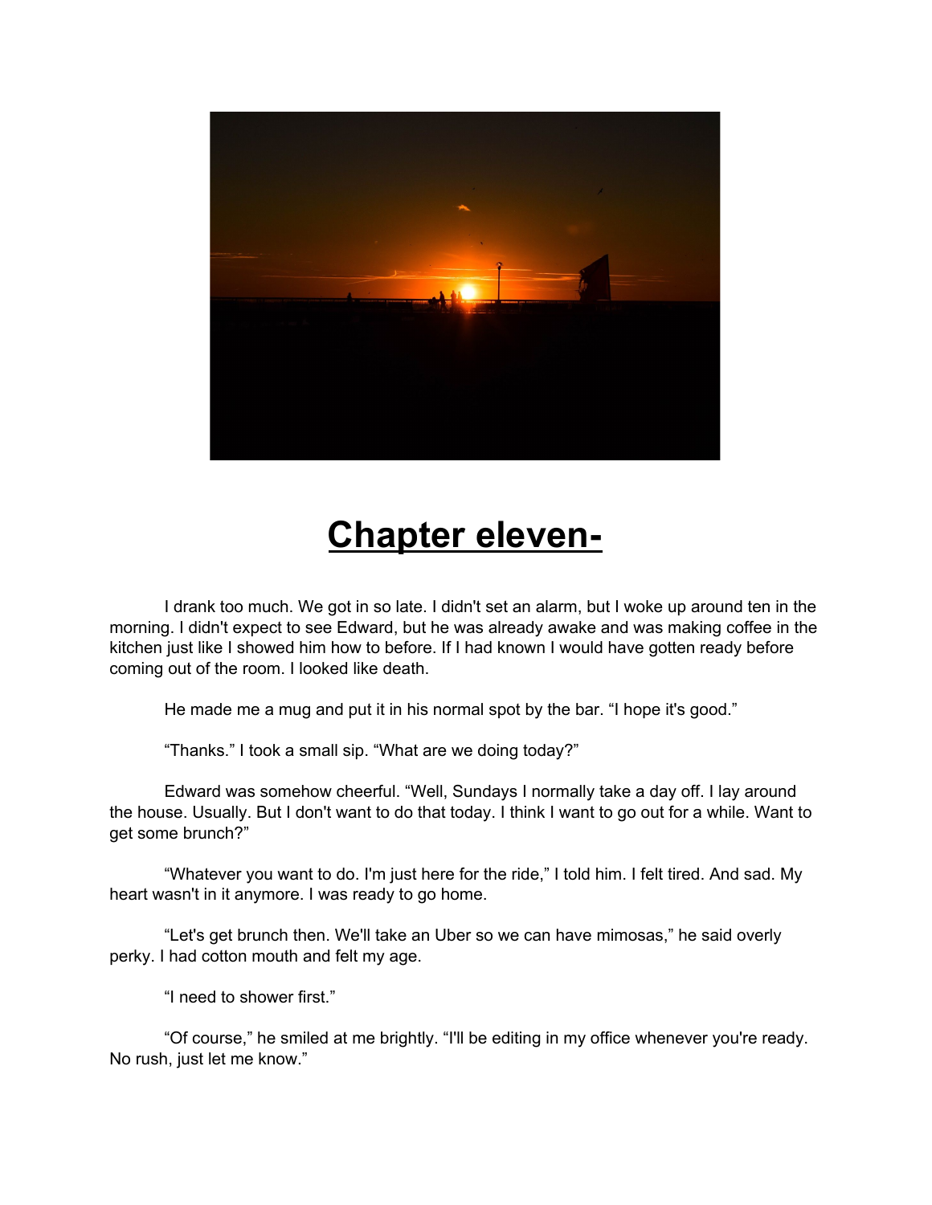# Chapter eleven-

I drank too much. We got in so late. I didn't set an alarm, but I woke up around ten in the morning. I didn't expect to see Edward, but he was already awake and was making coffee in the kitchen just like I showed him how to before. If I had known I would have gotten ready before coming out of the room. I looked like death.

He made me a mug and put it in his normal spot by the bar. “I hope it's good.”

“Thanks.” I took a small sip. “What are we doing today?”

Edward was somehow cheerful. “Well, Sundays I normally take a day off. I lay around the house. Usually. But I don't want to do that today. I think I want to go out for a while. Want to get some brunch?”

“Whatever you want to do. I'm just here for the ride,” I told him. I felt tired. And sad. My heart wasn't in it anymore. I was ready to go home.

“Let's get brunch then. We'll take an Uber so we can have mimosas,” he said overly perky. I had cotton mouth and felt my age.

“I need to shower first.”

“Of course,” he smiled at me brightly. “I'll be editing in my office whenever you're ready. No rush, just let me know.”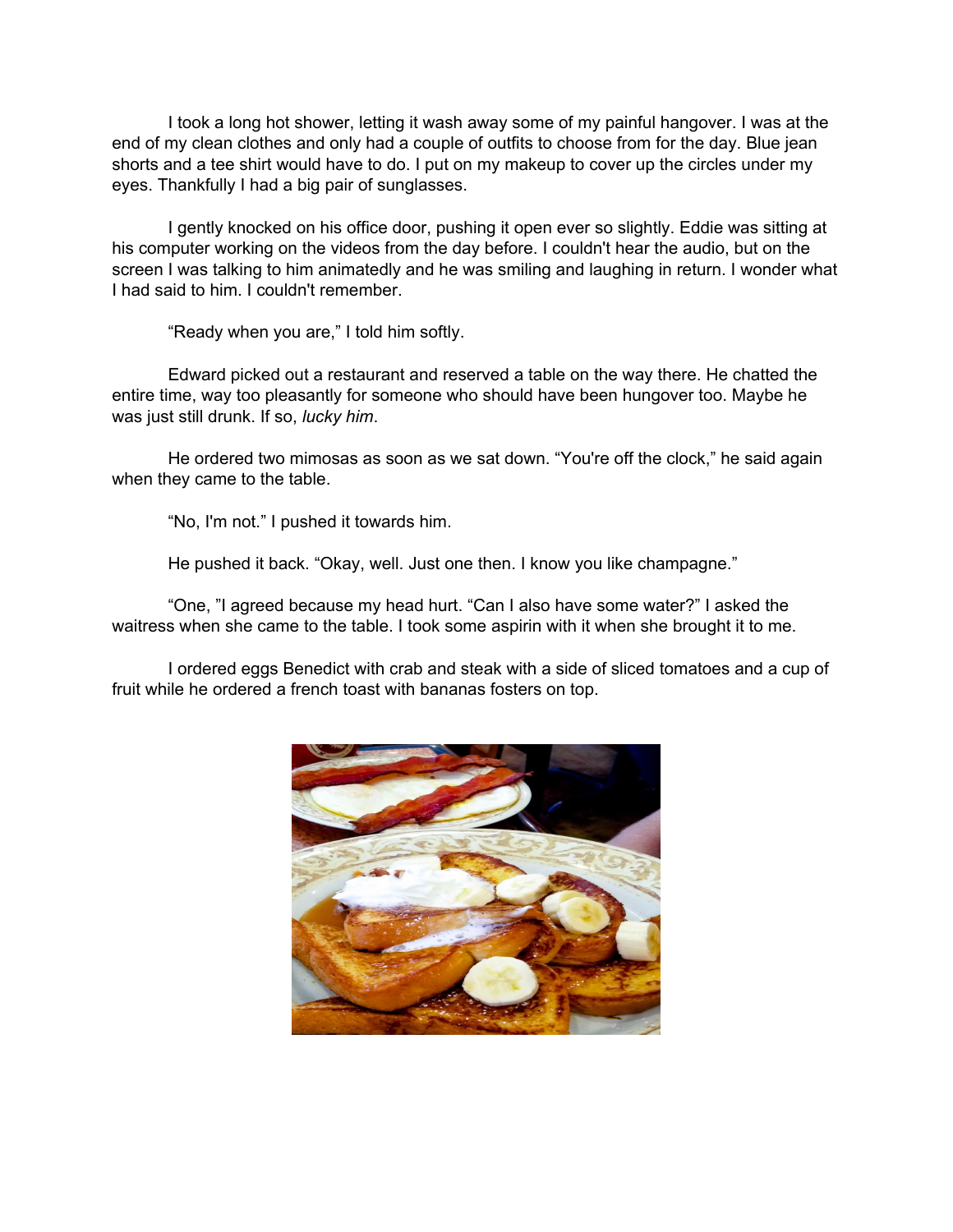I took a long hot shower, letting it wash away some of my painful hangover. I was at the end of my clean clothes and only had a couple of outfits to choose from for the day. Blue jean shorts and a tee shirt would have to do. I put on my makeup to cover up the circles under my eyes. Thankfully I had a big pair of sunglasses.

I gently knocked on his office door, pushing it open ever so slightly. Eddie was sitting at his computer working on the videos from the day before. I couldn't hear the audio, but on the screen I was talking to him animatedly and he was smiling and laughing in return. I wonder what I had said to him. I couldn't remember.

"Ready when you are," I told him softly.

Edward picked out a restaurant and reserved a table on the way there. He chatted the entire time, way too pleasantly for someone who should have been hungover too. Maybe he was just still drunk. If so, *lucky him*.

He ordered two mimosas as soon as we sat down. "You're off the clock," he said again when they came to the table.

"No, I'm not." I pushed it towards him.

He pushed it back. "Okay, well. Just one then. I know you like champagne."

"One, "I agreed because my head hurt. "Can I also have some water?" I asked the waitress when she came to the table. I took some aspirin with it when she brought it to me.

I ordered eggs Benedict with crab and steak with a side of sliced tomatoes and a cup of fruit while he ordered a french toast with bananas fosters on top.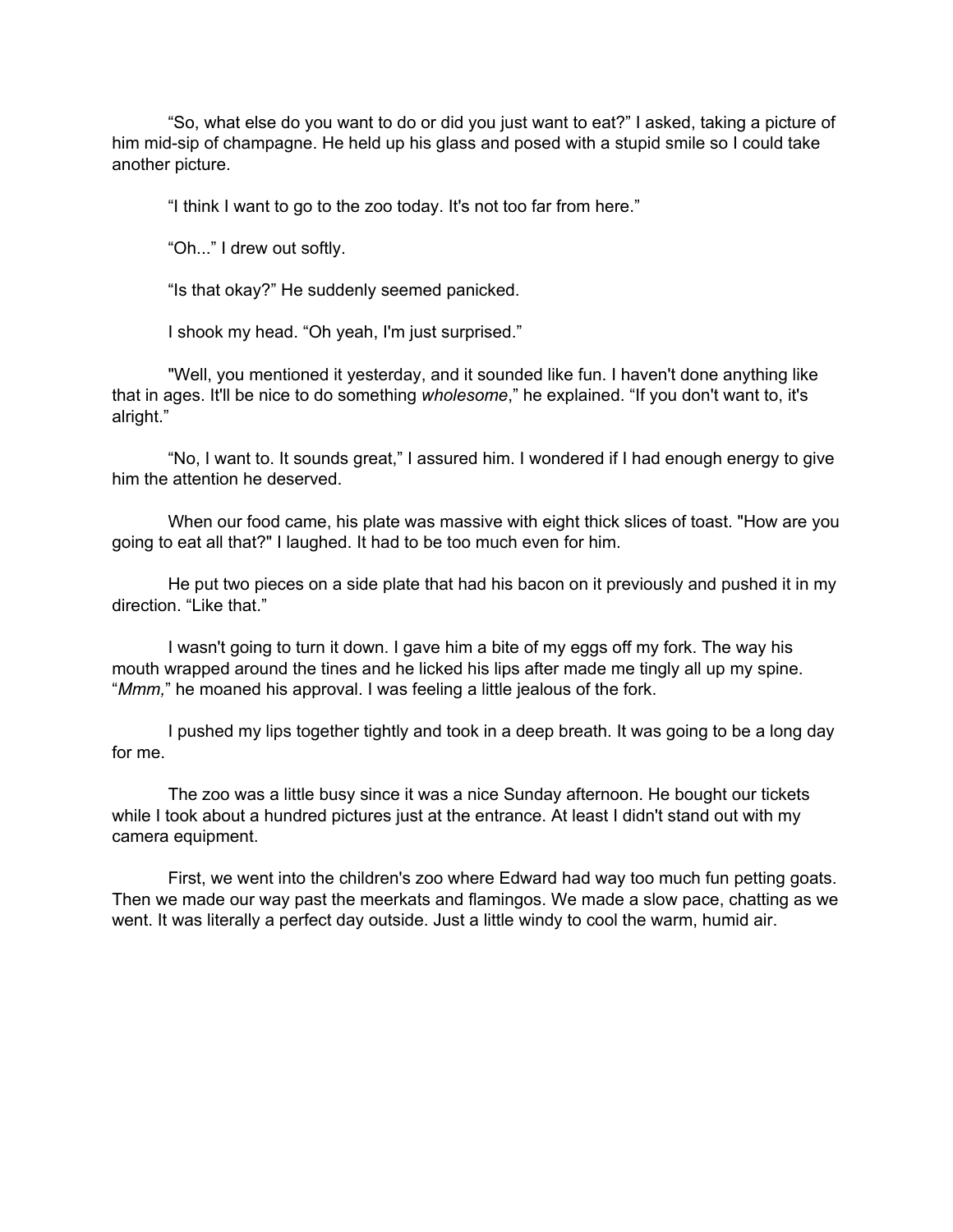“So, what else do you want to do or did you just want to eat?” I asked, taking a picture of him mid-sip of champagne. He held up his glass and posed with a stupid smile so I could take another picture.

“I think I want to go to the zoo today. It's not too far from here.”

“Oh...” I drew out softly.

“Is that okay?” He suddenly seemed panicked.

I shook my head. “Oh yeah, I'm just surprised.”

"Well, you mentioned it yesterday, and it sounded like fun. I haven't done anything like that in ages. It'll be nice to do something *wholesome*,” he explained. “If you don't want to, it's alright.”

“No, I want to. It sounds great,” I assured him. I wondered if I had enough energy to give him the attention he deserved.

When our food came, his plate was massive with eight thick slices of toast. "How are you going to eat all that?" I laughed. It had to be too much even for him.

He put two pieces on a side plate that had his bacon on it previously and pushed it in my direction. “Like that.”

I wasn't going to turn it down. I gave him a bite of my eggs off my fork. The way his mouth wrapped around the tines and he licked his lips after made me tingly all up my spine. “*Mmm,*” he moaned his approval. I was feeling a little jealous of the fork.

I pushed my lips together tightly and took in a deep breath. It was going to be a long day for me.

The zoo was a little busy since it was a nice Sunday afternoon. He bought our tickets while I took about a hundred pictures just at the entrance. At least I didn't stand out with my camera equipment.

First, we went into the children's zoo where Edward had way too much fun petting goats. Then we made our way past the meerkats and flamingos. We made a slow pace, chatting as we went. It was literally a perfect day outside. Just a little windy to cool the warm, humid air.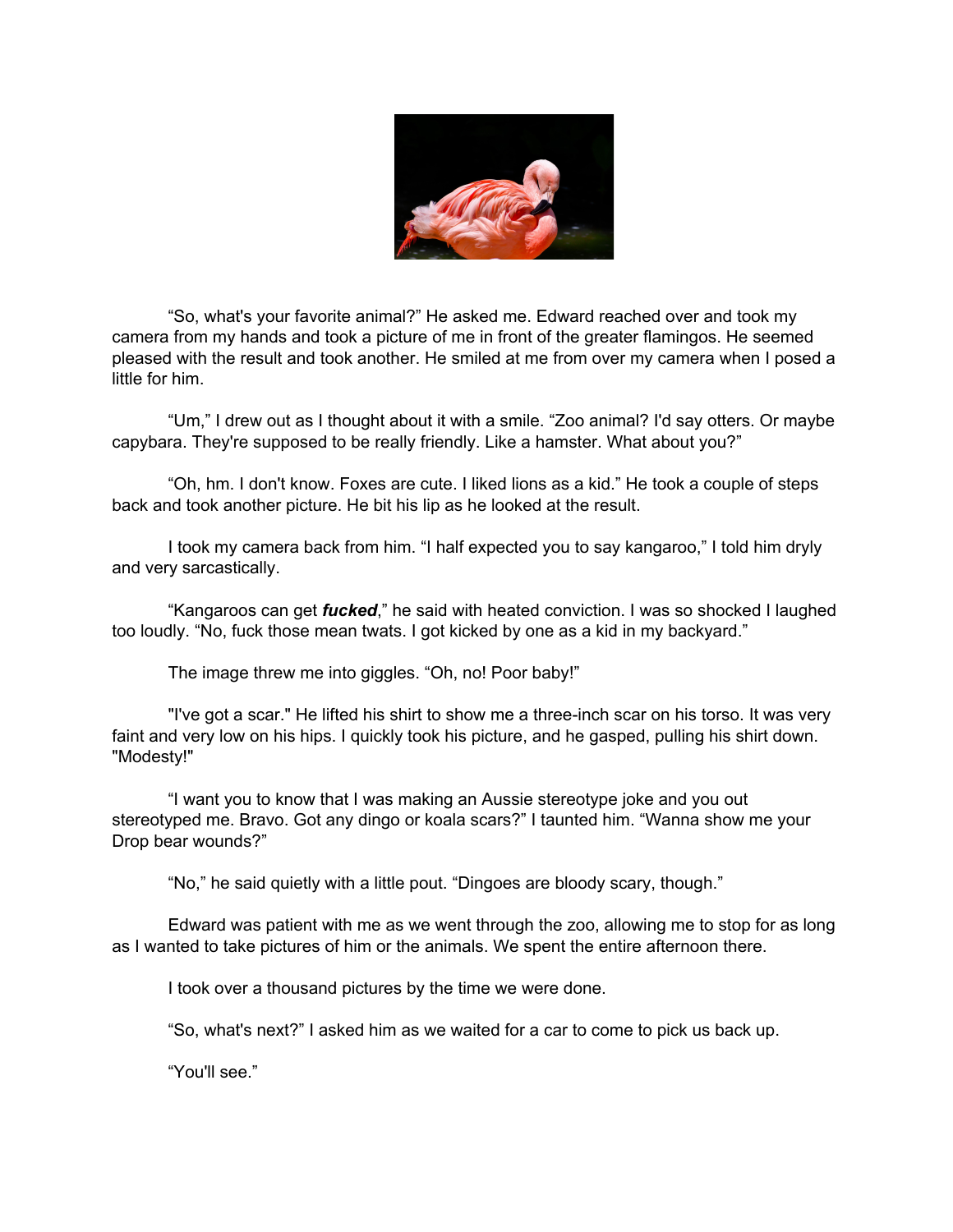"So, what's your favorite animal?" He asked me. Edward reached over and took my camera from my hands and took a picture of me in front of the greater flamingos. He seemed pleased with the result and took another. He smiled at me from over my camera when I posed a little for him.

"Um," I drew out as I thought about it with a smile. "Zoo animal? I'd say otters. Or maybe capybara. They're supposed to be really friendly. Like a hamster. What about you?"

"Oh, hm. I don't know. Foxes are cute. I liked lions as a kid." He took a couple of steps back and took another picture. He bit his lip as he looked at the result.

I took my camera back from him. "I half expected you to say kangaroo," I told him dryly and very sarcastically.

"Kangaroos can get ***fucked***," he said with heated conviction. I was so shocked I laughed too loudly. "No, fuck those mean twats. I got kicked by one as a kid in my backyard."

The image threw me into giggles. "Oh, no! Poor baby!"

"I've got a scar." He lifted his shirt to show me a three-inch scar on his torso. It was very faint and very low on his hips. I quickly took his picture, and he gasped, pulling his shirt down. "Modesty!"

"I want you to know that I was making an Aussie stereotype joke and you out stereotyped me. Bravo. Got any dingo or koala scars?" I taunted him. "Wanna show me your Drop bear wounds?"

"No," he said quietly with a little pout. "Dingoes are bloody scary, though."

Edward was patient with me as we went through the zoo, allowing me to stop for as long as I wanted to take pictures of him or the animals. We spent the entire afternoon there.

I took over a thousand pictures by the time we were done.

"So, what's next?" I asked him as we waited for a car to come to pick us back up.

"You'll see."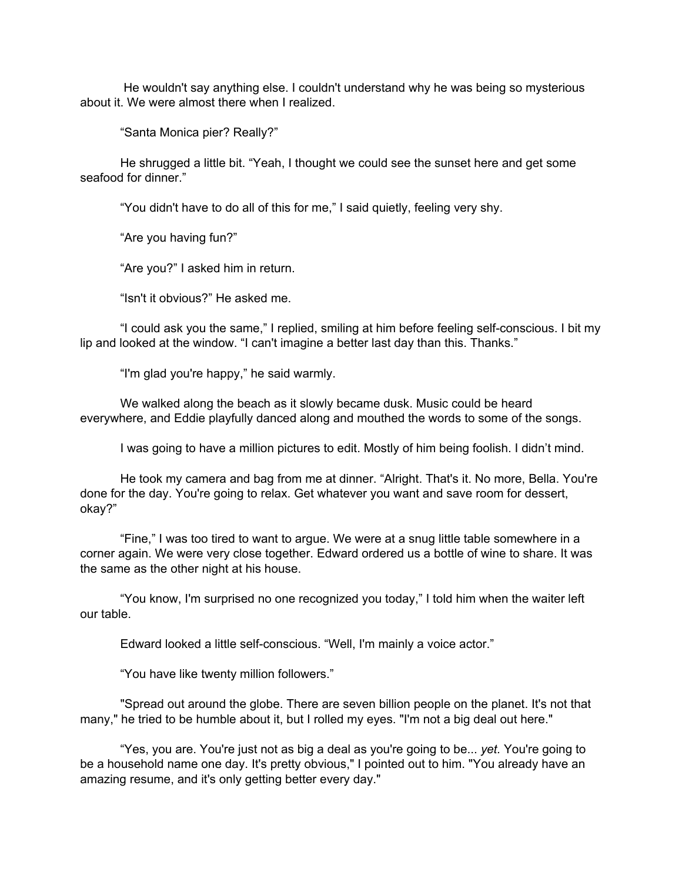He wouldn't say anything else. I couldn't understand why he was being so mysterious about it. We were almost there when I realized.

“Santa Monica pier? Really?”

He shrugged a little bit. “Yeah, I thought we could see the sunset here and get some seafood for dinner.”

“You didn't have to do all of this for me,” I said quietly, feeling very shy.

“Are you having fun?”

“Are you?” I asked him in return.

“Isn't it obvious?” He asked me.

“I could ask you the same,” I replied, smiling at him before feeling self-conscious. I bit my lip and looked at the window. “I can't imagine a better last day than this. Thanks.”

“I'm glad you're happy,” he said warmly.

We walked along the beach as it slowly became dusk. Music could be heard everywhere, and Eddie playfully danced along and mouthed the words to some of the songs.

I was going to have a million pictures to edit. Mostly of him being foolish. I didn’t mind.

He took my camera and bag from me at dinner. “Alright. That's it. No more, Bella. You're done for the day. You're going to relax. Get whatever you want and save room for dessert, okay?”

“Fine,” I was too tired to want to argue. We were at a snug little table somewhere in a corner again. We were very close together. Edward ordered us a bottle of wine to share. It was the same as the other night at his house.

“You know, I'm surprised no one recognized you today,” I told him when the waiter left our table.

Edward looked a little self-conscious. “Well, I'm mainly a voice actor.”

“You have like twenty million followers.”

"Spread out around the globe. There are seven billion people on the planet. It's not that many," he tried to be humble about it, but I rolled my eyes. "I'm not a big deal out here."

“Yes, you are. You're just not as big a deal as you're going to be... *yet.* You're going to be a household name one day. It's pretty obvious," I pointed out to him. "You already have an amazing resume, and it's only getting better every day."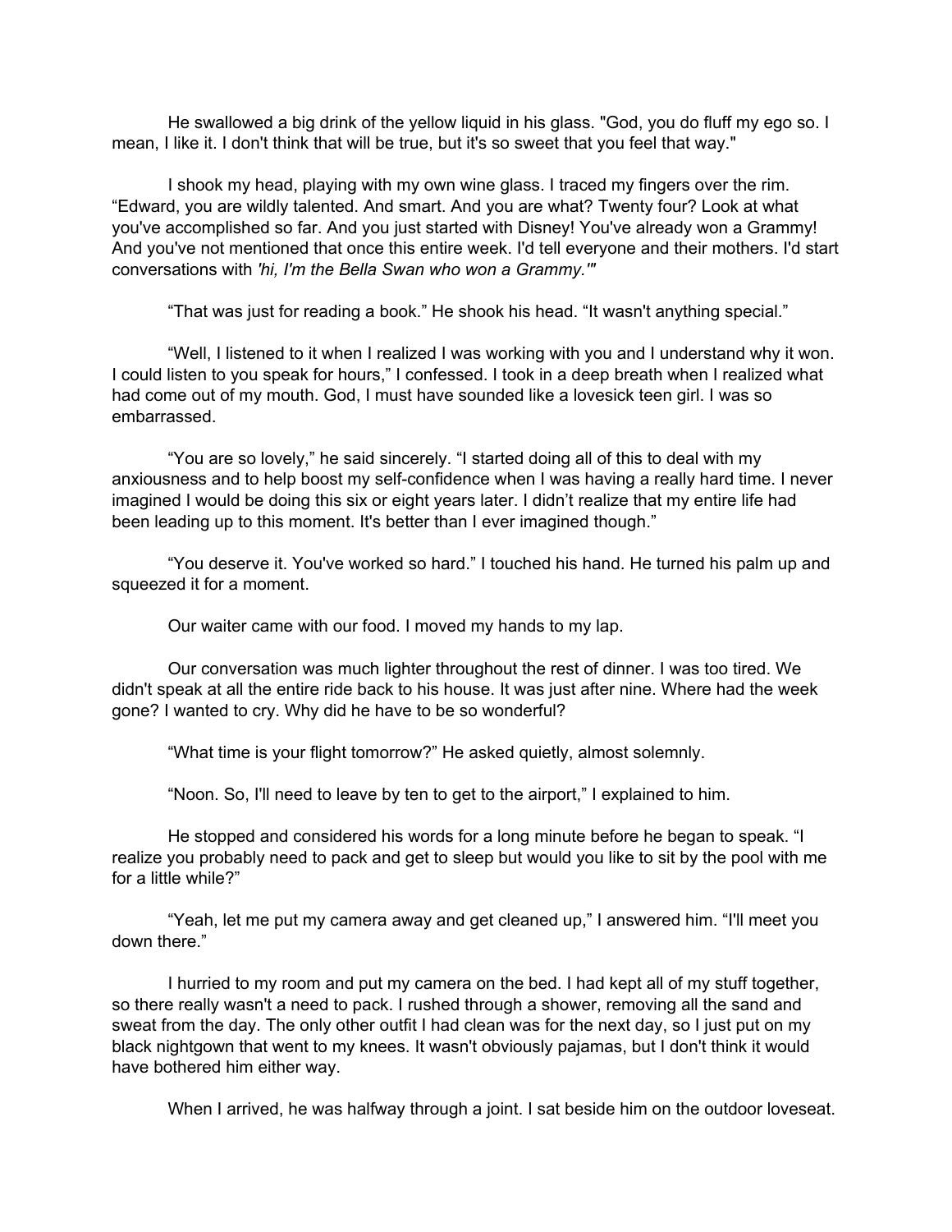He swallowed a big drink of the yellow liquid in his glass. "God, you do fluff my ego so. I mean, I like it. I don't think that will be true, but it's so sweet that you feel that way."

I shook my head, playing with my own wine glass. I traced my fingers over the rim. “Edward, you are wildly talented. And smart. And you are what? Twenty four? Look at what you've accomplished so far. And you just started with Disney! You've already won a Grammy! And you've not mentioned that once this entire week. I'd tell everyone and their mothers. I'd start conversations with *'hi, I'm the Bella Swan who won a Grammy.'*”

“That was just for reading a book.” He shook his head. “It wasn't anything special.”

“Well, I listened to it when I realized I was working with you and I understand why it won. I could listen to you speak for hours,” I confessed. I took in a deep breath when I realized what had come out of my mouth. God, I must have sounded like a lovesick teen girl. I was so embarrassed.

“You are so lovely,” he said sincerely. “I started doing all of this to deal with my anxiousness and to help boost my self-confidence when I was having a really hard time. I never imagined I would be doing this six or eight years later. I didn’t realize that my entire life had been leading up to this moment. It's better than I ever imagined though.”

“You deserve it. You've worked so hard.” I touched his hand. He turned his palm up and squeezed it for a moment.

Our waiter came with our food. I moved my hands to my lap.

Our conversation was much lighter throughout the rest of dinner. I was too tired. We didn't speak at all the entire ride back to his house. It was just after nine. Where had the week gone? I wanted to cry. Why did he have to be so wonderful?

“What time is your flight tomorrow?” He asked quietly, almost solemnly.

“Noon. So, I'll need to leave by ten to get to the airport,” I explained to him.

He stopped and considered his words for a long minute before he began to speak. “I realize you probably need to pack and get to sleep but would you like to sit by the pool with me for a little while?”

“Yeah, let me put my camera away and get cleaned up,” I answered him. “I'll meet you down there.”

I hurried to my room and put my camera on the bed. I had kept all of my stuff together, so there really wasn't a need to pack. I rushed through a shower, removing all the sand and sweat from the day. The only other outfit I had clean was for the next day, so I just put on my black nightgown that went to my knees. It wasn't obviously pajamas, but I don't think it would have bothered him either way.

When I arrived, he was halfway through a joint. I sat beside him on the outdoor loveseat.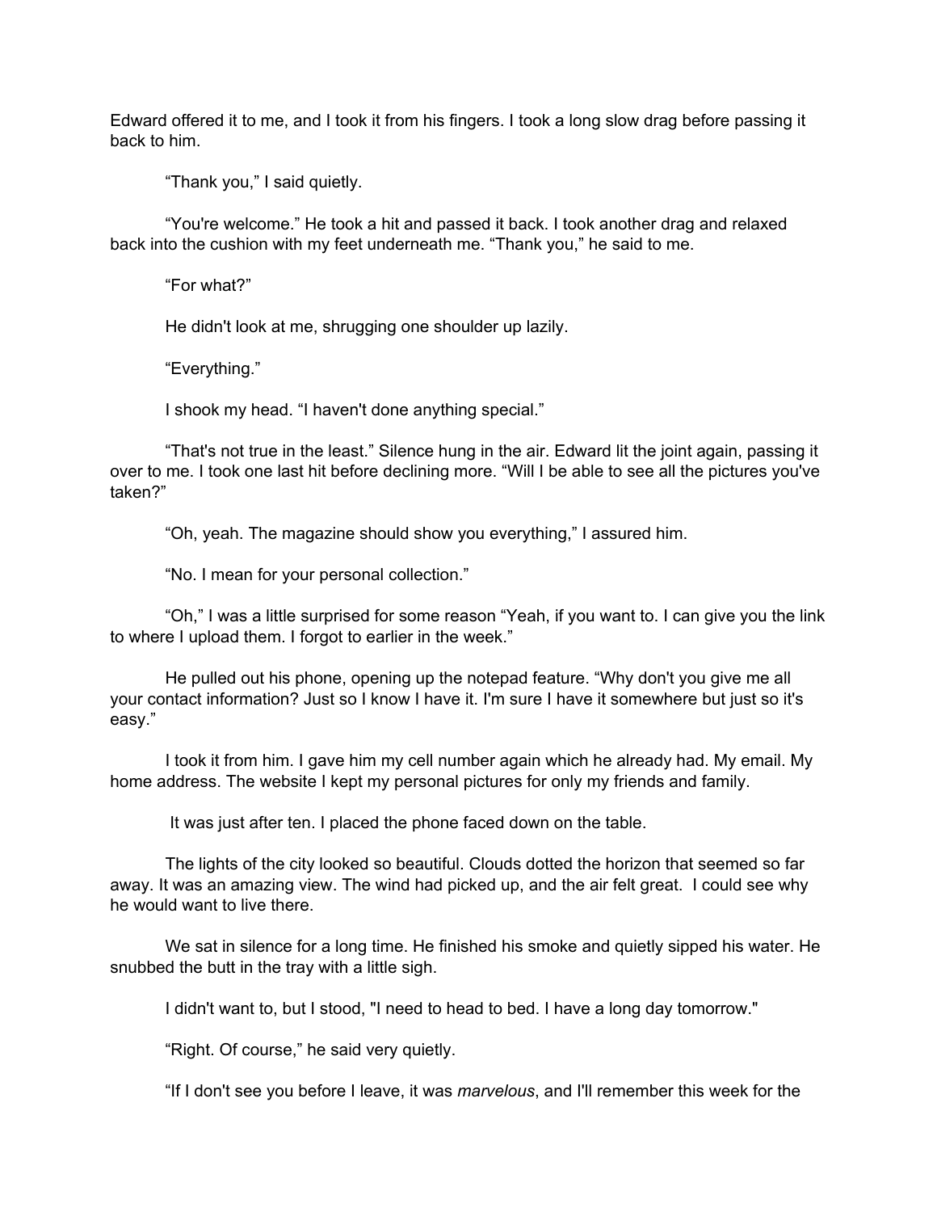Edward offered it to me, and I took it from his fingers. I took a long slow drag before passing it back to him.

"Thank you," I said quietly.

"You're welcome." He took a hit and passed it back. I took another drag and relaxed back into the cushion with my feet underneath me. "Thank you," he said to me.

"For what?"

He didn't look at me, shrugging one shoulder up lazily.

"Everything."

I shook my head. "I haven't done anything special."

"That's not true in the least." Silence hung in the air. Edward lit the joint again, passing it over to me. I took one last hit before declining more. "Will I be able to see all the pictures you've taken?"

"Oh, yeah. The magazine should show you everything," I assured him.

"No. I mean for your personal collection."

"Oh," I was a little surprised for some reason "Yeah, if you want to. I can give you the link to where I upload them. I forgot to earlier in the week."

He pulled out his phone, opening up the notepad feature. "Why don't you give me all your contact information? Just so I know I have it. I'm sure I have it somewhere but just so it's easy."

I took it from him. I gave him my cell number again which he already had. My email. My home address. The website I kept my personal pictures for only my friends and family.

It was just after ten. I placed the phone faced down on the table.

The lights of the city looked so beautiful. Clouds dotted the horizon that seemed so far away. It was an amazing view. The wind had picked up, and the air felt great. I could see why he would want to live there.

We sat in silence for a long time. He finished his smoke and quietly sipped his water. He snubbed the butt in the tray with a little sigh.

I didn't want to, but I stood, "I need to head to bed. I have a long day tomorrow."

"Right. Of course," he said very quietly.

"If I don't see you before I leave, it was *marvelous*, and I'll remember this week for the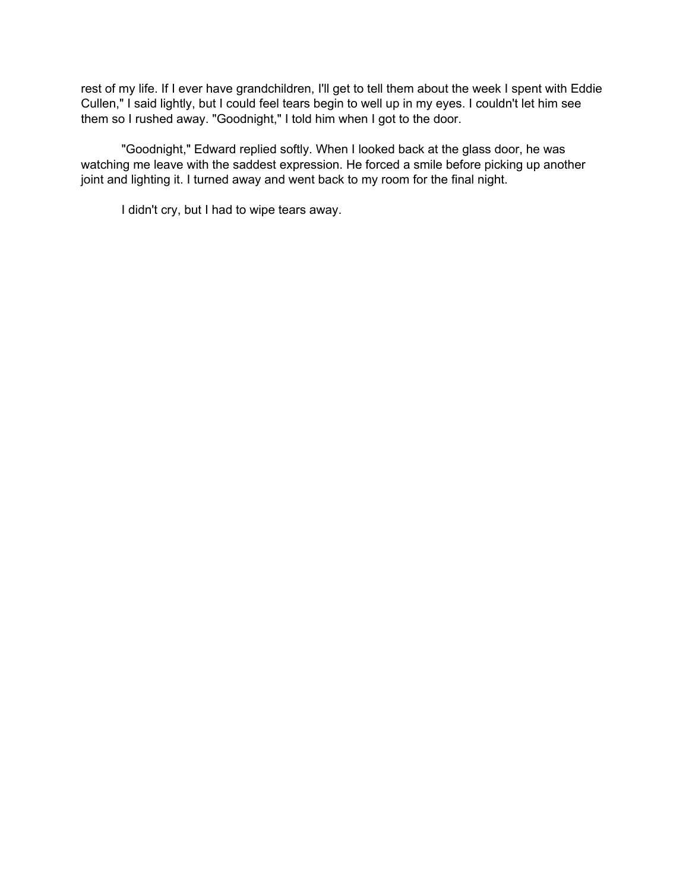rest of my life. If I ever have grandchildren, I'll get to tell them about the week I spent with Eddie Cullen," I said lightly, but I could feel tears begin to well up in my eyes. I couldn't let him see them so I rushed away. "Goodnight," I told him when I got to the door.

"Goodnight," Edward replied softly. When I looked back at the glass door, he was watching me leave with the saddest expression. He forced a smile before picking up another joint and lighting it. I turned away and went back to my room for the final night.

I didn't cry, but I had to wipe tears away.